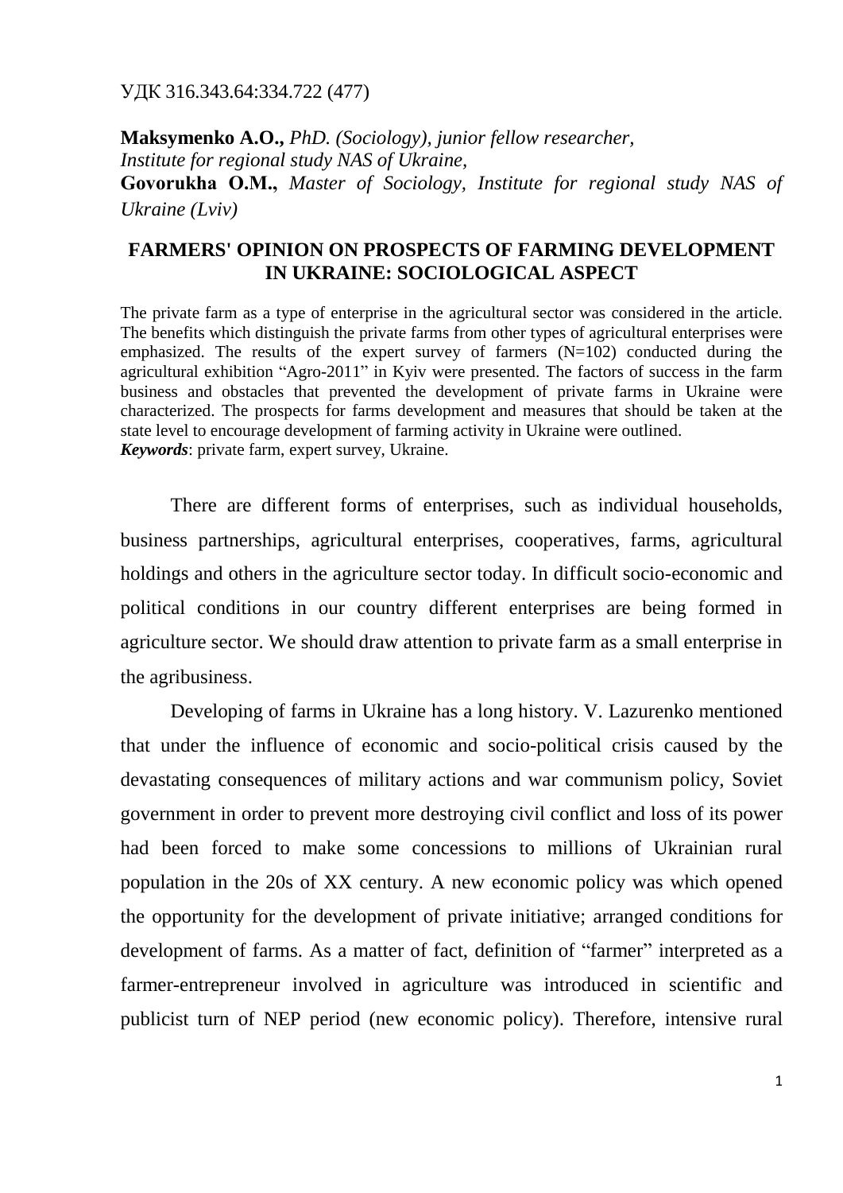УДК 316.343.64:334.722 (477)

**Maksymenko A.O.,** *PhD. (Sociology), junior fellow researcher, Institute for regional study NAS of Ukraine,*
**Govorukha O.M.,** *Master of Sociology, Institute for regional study NAS of Ukraine (Lviv)*

# FARMERS' OPINION ON PROSPECTS OF FARMING DEVELOPMENT IN UKRAINE: SOCIOLOGICAL ASPECT

The private farm as a type of enterprise in the agricultural sector was considered in the article. The benefits which distinguish the private farms from other types of agricultural enterprises were emphasized. The results of the expert survey of farmers (N=102) conducted during the agricultural exhibition "Agro-2011" in Kyiv were presented. The factors of success in the farm business and obstacles that prevented the development of private farms in Ukraine were characterized. The prospects for farms development and measures that should be taken at the state level to encourage development of farming activity in Ukraine were outlined.
***Keywords***: private farm, expert survey, Ukraine.

There are different forms of enterprises, such as individual households, business partnerships, agricultural enterprises, cooperatives, farms, agricultural holdings and others in the agriculture sector today. In difficult socio-economic and political conditions in our country different enterprises are being formed in agriculture sector. We should draw attention to private farm as a small enterprise in the agribusiness.

Developing of farms in Ukraine has a long history. V. Lazurenko mentioned that under the influence of economic and socio-political crisis caused by the devastating consequences of military actions and war communism policy, Soviet government in order to prevent more destroying civil conflict and loss of its power had been forced to make some concessions to millions of Ukrainian rural population in the 20s of XX century. A new economic policy was which opened the opportunity for the development of private initiative; arranged conditions for development of farms. As a matter of fact, definition of "farmer" interpreted as a farmer-entrepreneur involved in agriculture was introduced in scientific and publicist turn of NEP period (new economic policy). Therefore, intensive rural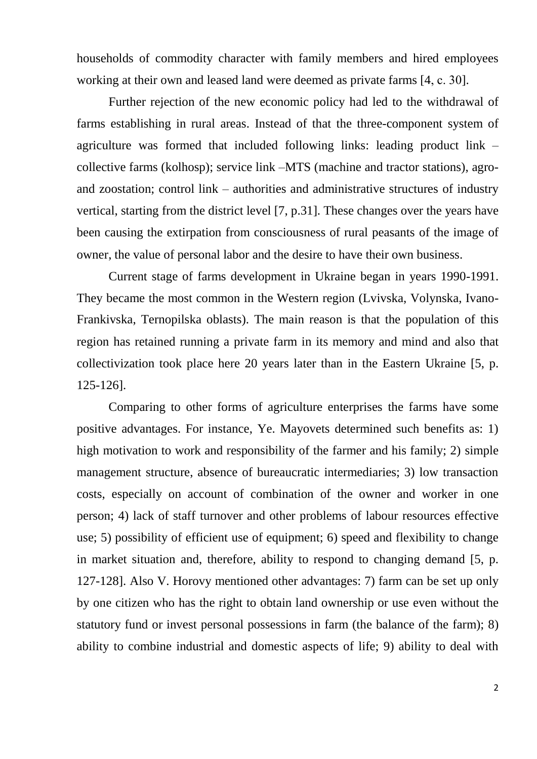households of commodity character with family members and hired employees working at their own and leased land were deemed as private farms [4, c. 30].

Further rejection of the new economic policy had led to the withdrawal of farms establishing in rural areas. Instead of that the three-component system of agriculture was formed that included following links: leading product link – collective farms (kolhosp); service link –MTS (machine and tractor stations), agro- and zoostation; control link – authorities and administrative structures of industry vertical, starting from the district level [7, p.31]. These changes over the years have been causing the extirpation from consciousness of rural peasants of the image of owner, the value of personal labor and the desire to have their own business.

Current stage of farms development in Ukraine began in years 1990-1991. They became the most common in the Western region (Lvivska, Volynska, Ivano-Frankivska, Ternopilska oblasts). The main reason is that the population of this region has retained running a private farm in its memory and mind and also that collectivization took place here 20 years later than in the Eastern Ukraine [5, p. 125-126].

Comparing to other forms of agriculture enterprises the farms have some positive advantages. For instance, Ye. Mayovets determined such benefits as: 1) high motivation to work and responsibility of the farmer and his family; 2) simple management structure, absence of bureaucratic intermediaries; 3) low transaction costs, especially on account of combination of the owner and worker in one person; 4) lack of staff turnover and other problems of labour resources effective use; 5) possibility of efficient use of equipment; 6) speed and flexibility to change in market situation and, therefore, ability to respond to changing demand [5, p. 127-128]. Also V. Horovy mentioned other advantages: 7) farm can be set up only by one citizen who has the right to obtain land ownership or use even without the statutory fund or invest personal possessions in farm (the balance of the farm); 8) ability to combine industrial and domestic aspects of life; 9) ability to deal with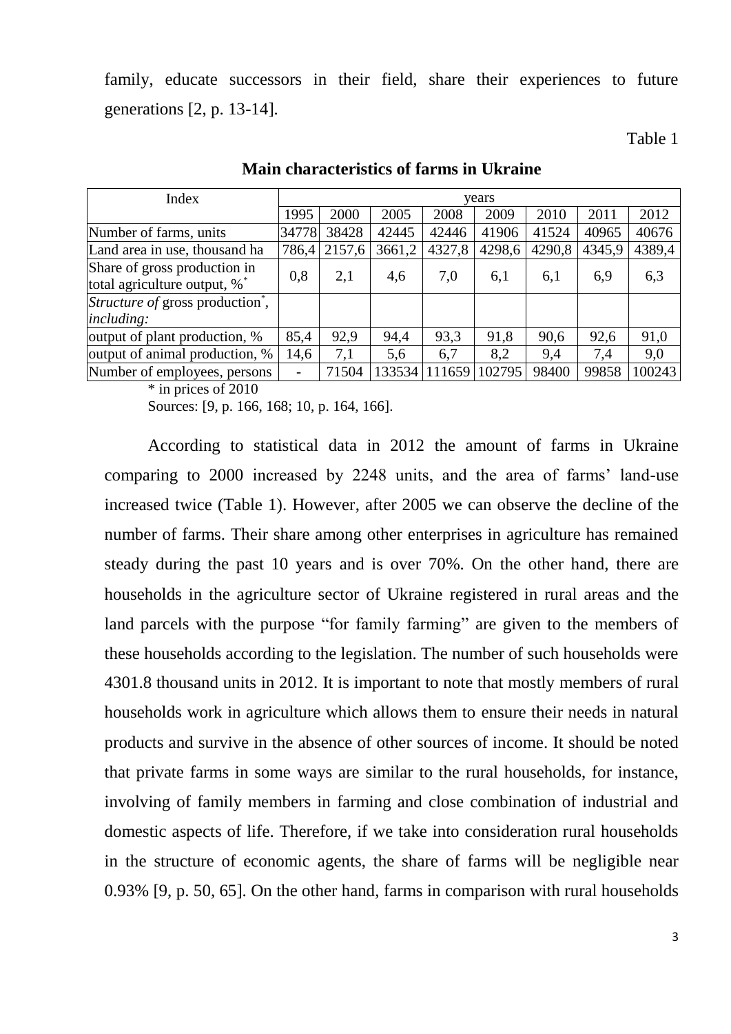family, educate successors in their field, share their experiences to future generations [2, p. 13-14].

Table 1

**Main characteristics of farms in Ukraine**

| Index | years | | | | | | | |
|---|---|---|---|---|---|---|---|---|
| | 1995 | 2000 | 2005 | 2008 | 2009 | 2010 | 2011 | 2012 |
| Number of farms, units | 34778 | 38428 | 42445 | 42446 | 41906 | 41524 | 40965 | 40676 |
| Land area in use, thousand ha | 786,4 | 2157,6 | 3661,2 | 4327,8 | 4298,6 | 4290,8 | 4345,9 | 4389,4 |
| Share of gross production in total agriculture output, %* | 0,8 | 2,1 | 4,6 | 7,0 | 6,1 | 6,1 | 6,9 | 6,3 |
| *Structure of* gross production*, *including:* | | | | | | | | |
| output of plant production, % | 85,4 | 92,9 | 94,4 | 93,3 | 91,8 | 90,6 | 92,6 | 91,0 |
| output of animal production, % | 14,6 | 7,1 | 5,6 | 6,7 | 8,2 | 9,4 | 7,4 | 9,0 |
| Number of employees, persons | - | 71504 | 133534 | 111659 | 102795 | 98400 | 99858 | 100243 |

\* in prices of 2010

Sources: [9, p. 166, 168; 10, p. 164, 166].

According to statistical data in 2012 the amount of farms in Ukraine comparing to 2000 increased by 2248 units, and the area of farms' land-use increased twice (Table 1). However, after 2005 we can observe the decline of the number of farms. Their share among other enterprises in agriculture has remained steady during the past 10 years and is over 70%. On the other hand, there are households in the agriculture sector of Ukraine registered in rural areas and the land parcels with the purpose "for family farming" are given to the members of these households according to the legislation. The number of such households were 4301.8 thousand units in 2012. It is important to note that mostly members of rural households work in agriculture which allows them to ensure their needs in natural products and survive in the absence of other sources of income. It should be noted that private farms in some ways are similar to the rural households, for instance, involving of family members in farming and close combination of industrial and domestic aspects of life. Therefore, if we take into consideration rural households in the structure of economic agents, the share of farms will be negligible near 0.93% [9, p. 50, 65]. On the other hand, farms in comparison with rural households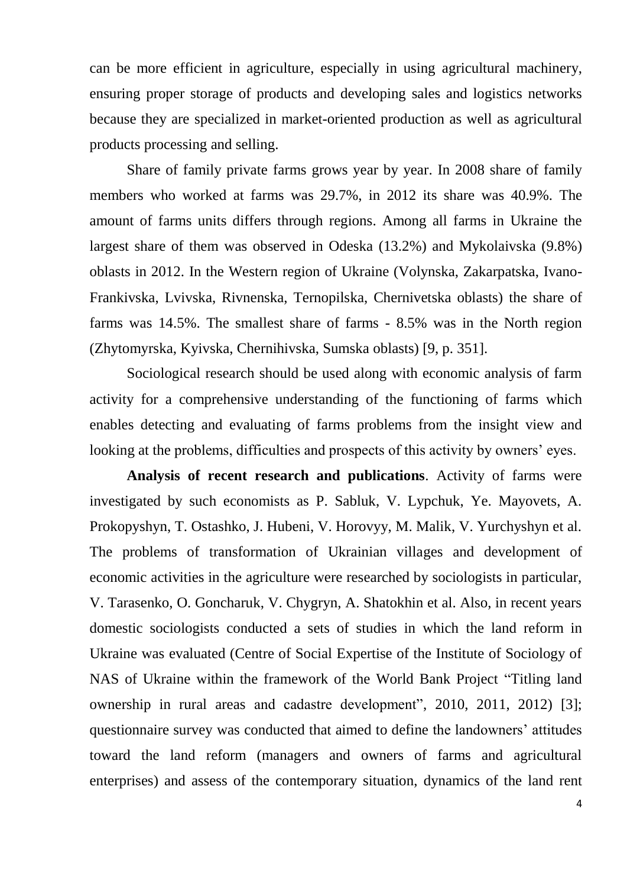can be more efficient in agriculture, especially in using agricultural machinery, ensuring proper storage of products and developing sales and logistics networks because they are specialized in market-oriented production as well as agricultural products processing and selling.

Share of family private farms grows year by year. In 2008 share of family members who worked at farms was 29.7%, in 2012 its share was 40.9%. The amount of farms units differs through regions. Among all farms in Ukraine the largest share of them was observed in Odeska (13.2%) and Mykolaivska (9.8%) oblasts in 2012. In the Western region of Ukraine (Volynska, Zakarpatska, Ivano-Frankivska, Lvivska, Rivnenska, Ternopilska, Chernivetska oblasts) the share of farms was 14.5%. The smallest share of farms - 8.5% was in the North region (Zhytomyrska, Kyivska, Chernihivska, Sumska oblasts) [9, p. 351].

Sociological research should be used along with economic analysis of farm activity for a comprehensive understanding of the functioning of farms which enables detecting and evaluating of farms problems from the insight view and looking at the problems, difficulties and prospects of this activity by owners' eyes.

**Analysis of recent research and publications**. Activity of farms were investigated by such economists as P. Sabluk, V. Lypchuk, Ye. Mayovets, A. Prokopyshyn, T. Ostashko, J. Hubeni, V. Horovyy, M. Malik, V. Yurchyshyn et al. The problems of transformation of Ukrainian villages and development of economic activities in the agriculture were researched by sociologists in particular, V. Tarasenko, O. Goncharuk, V. Chygryn, A. Shatokhin et al. Also, in recent years domestic sociologists conducted a sets of studies in which the land reform in Ukraine was evaluated (Centre of Social Expertise of the Institute of Sociology of NAS of Ukraine within the framework of the World Bank Project "Titling land ownership in rural areas and cadastre development", 2010, 2011, 2012) [3]; questionnaire survey was conducted that aimed to define the landowners' attitudes toward the land reform (managers and owners of farms and agricultural enterprises) and assess of the contemporary situation, dynamics of the land rent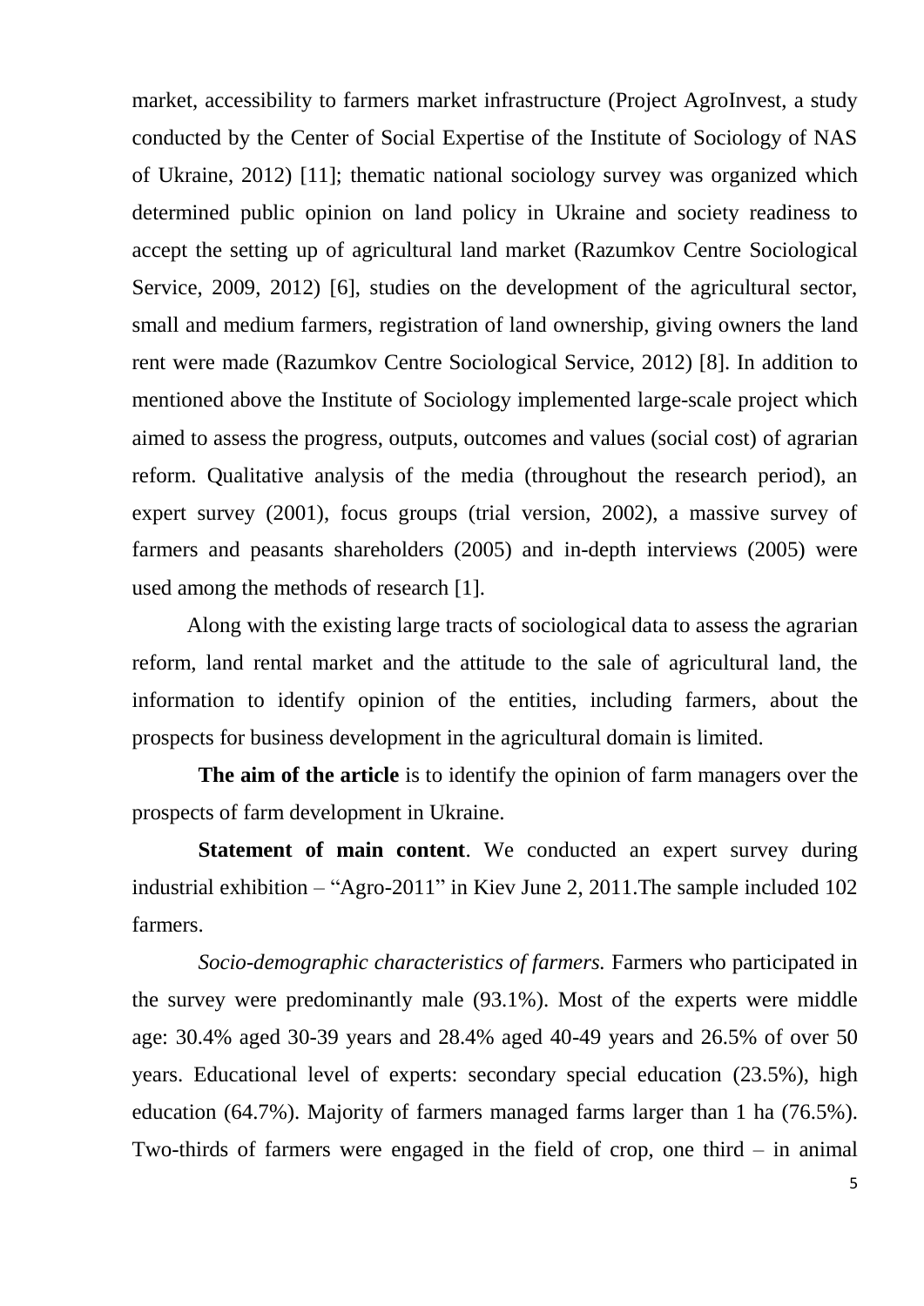market, accessibility to farmers market infrastructure (Project AgroInvest, a study conducted by the Center of Social Expertise of the Institute of Sociology of NAS of Ukraine, 2012) [11]; thematic national sociology survey was organized which determined public opinion on land policy in Ukraine and society readiness to accept the setting up of agricultural land market (Razumkov Centre Sociological Service, 2009, 2012) [6], studies on the development of the agricultural sector, small and medium farmers, registration of land ownership, giving owners the land rent were made (Razumkov Centre Sociological Service, 2012) [8]. In addition to mentioned above the Institute of Sociology implemented large-scale project which aimed to assess the progress, outputs, outcomes and values (social cost) of agrarian reform. Qualitative analysis of the media (throughout the research period), an expert survey (2001), focus groups (trial version, 2002), a massive survey of farmers and peasants shareholders (2005) and in-depth interviews (2005) were used among the methods of research [1].

Along with the existing large tracts of sociological data to assess the agrarian reform, land rental market and the attitude to the sale of agricultural land, the information to identify opinion of the entities, including farmers, about the prospects for business development in the agricultural domain is limited.

**The aim of the article** is to identify the opinion of farm managers over the prospects of farm development in Ukraine.

**Statement of main content**. We conducted an expert survey during industrial exhibition – "Agro-2011" in Kiev June 2, 2011.The sample included 102 farmers.

*Socio-demographic characteristics of farmers.* Farmers who participated in the survey were predominantly male (93.1%). Most of the experts were middle age: 30.4% aged 30-39 years and 28.4% aged 40-49 years and 26.5% of over 50 years. Educational level of experts: secondary special education (23.5%), high education (64.7%). Majority of farmers managed farms larger than 1 ha (76.5%). Two-thirds of farmers were engaged in the field of crop, one third – in animal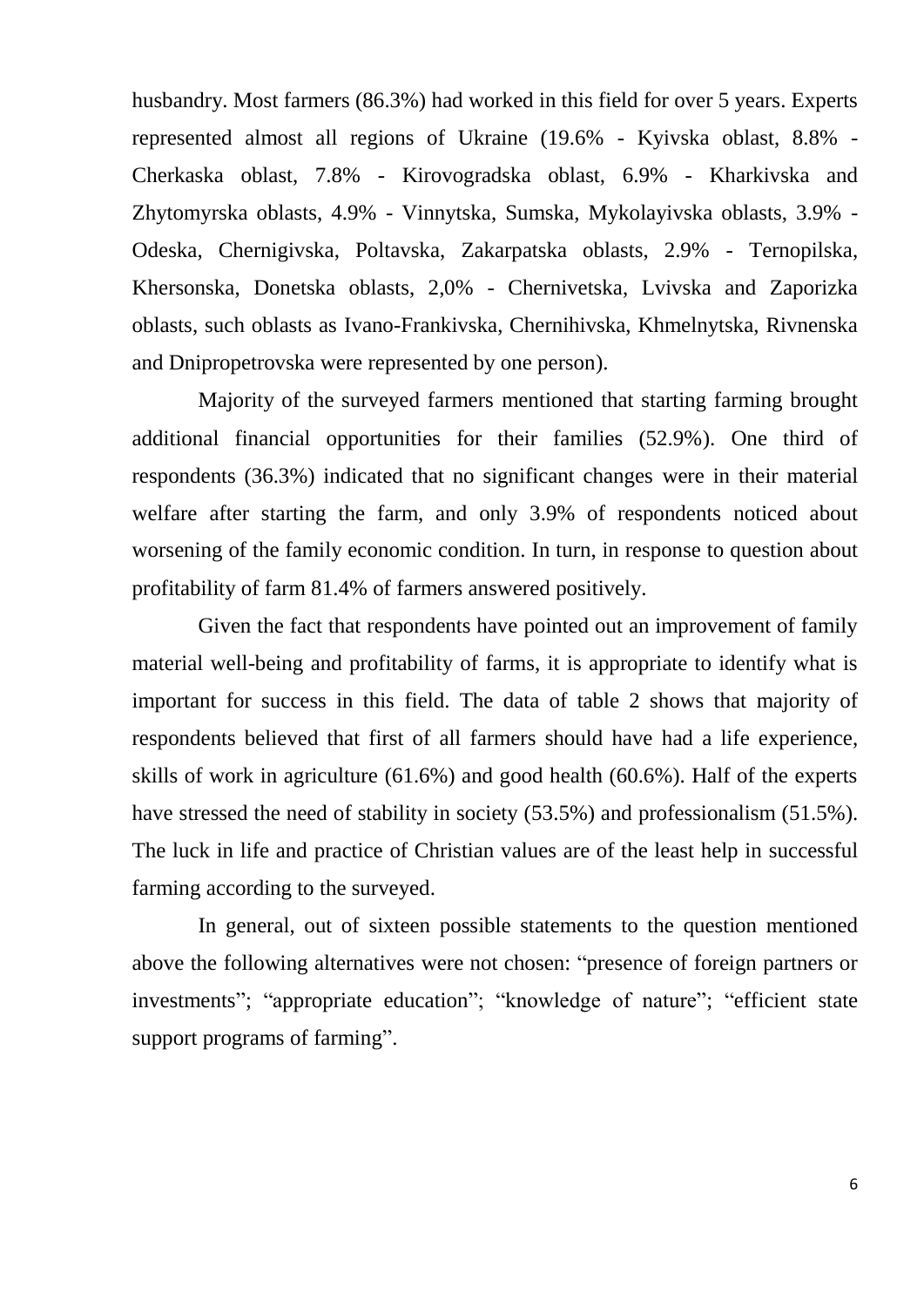husbandry. Most farmers (86.3%) had worked in this field for over 5 years. Experts represented almost all regions of Ukraine (19.6% - Kyivska oblast, 8.8% - Cherkaska oblast, 7.8% - Kirovogradska oblast, 6.9% - Kharkivska and Zhytomyrska oblasts, 4.9% - Vinnytska, Sumska, Mykolayivska oblasts, 3.9% - Odeska, Chernigivska, Poltavska, Zakarpatska oblasts, 2.9% - Ternopilska, Khersonska, Donetska oblasts, 2,0% - Chernivetska, Lvivska and Zaporizka oblasts, such oblasts as Ivano-Frankivska, Chernihivska, Khmelnytska, Rivnenska and Dnipropetrovska were represented by one person).

Majority of the surveyed farmers mentioned that starting farming brought additional financial opportunities for their families (52.9%). One third of respondents (36.3%) indicated that no significant changes were in their material welfare after starting the farm, and only 3.9% of respondents noticed about worsening of the family economic condition. In turn, in response to question about profitability of farm 81.4% of farmers answered positively.

Given the fact that respondents have pointed out an improvement of family material well-being and profitability of farms, it is appropriate to identify what is important for success in this field. The data of table 2 shows that majority of respondents believed that first of all farmers should have had a life experience, skills of work in agriculture (61.6%) and good health (60.6%). Half of the experts have stressed the need of stability in society (53.5%) and professionalism (51.5%). The luck in life and practice of Christian values are of the least help in successful farming according to the surveyed.

In general, out of sixteen possible statements to the question mentioned above the following alternatives were not chosen: "presence of foreign partners or investments"; "appropriate education"; "knowledge of nature"; "efficient state support programs of farming".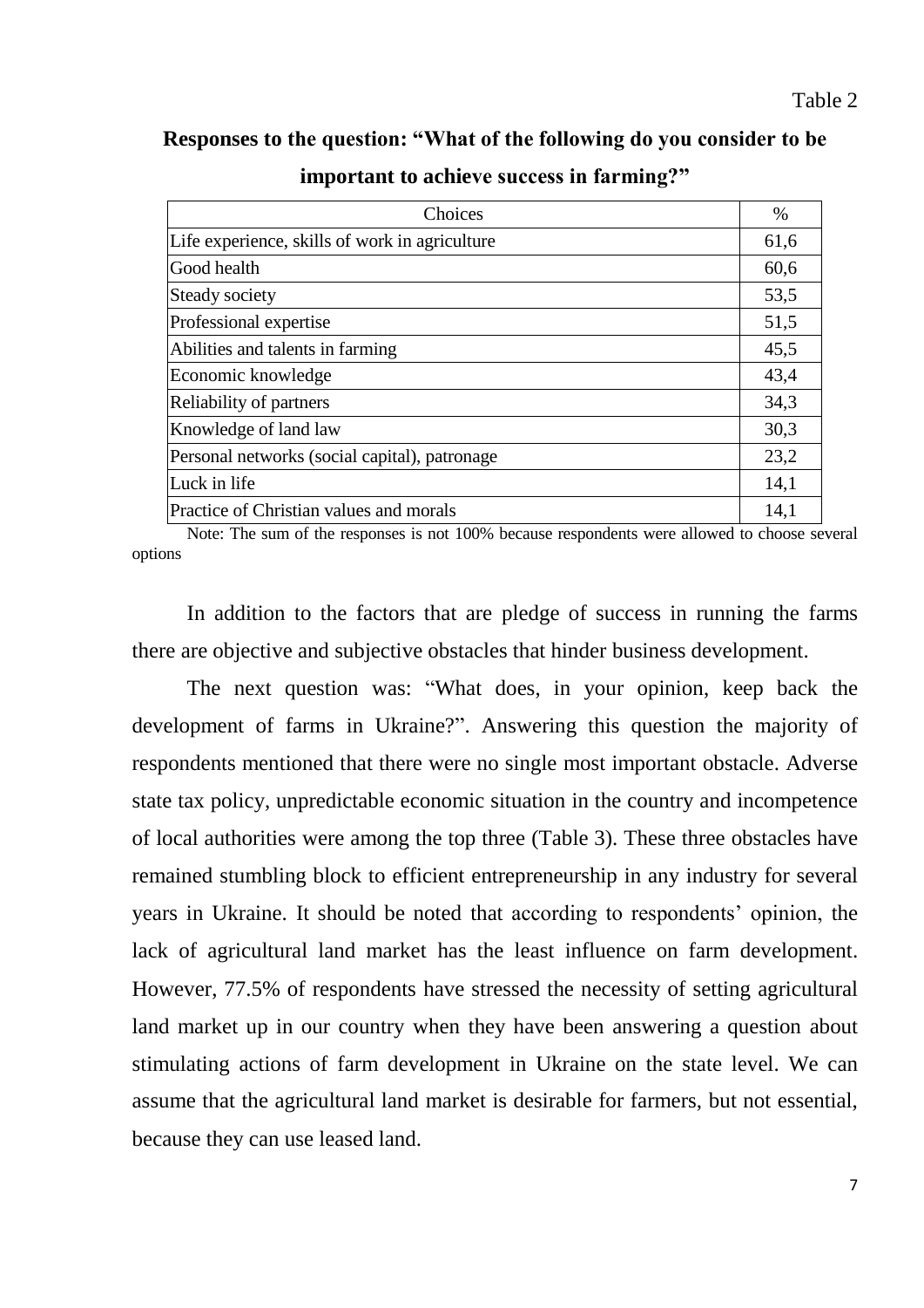Table 2

**Responses to the question: "What of the following do you consider to be important to achieve success in farming?"**

| Choices | % |
|---|---|
| Life experience, skills of work in agriculture | 61,6 |
| Good health | 60,6 |
| Steady society | 53,5 |
| Professional expertise | 51,5 |
| Abilities and talents in farming | 45,5 |
| Economic knowledge | 43,4 |
| Reliability of partners | 34,3 |
| Knowledge of land law | 30,3 |
| Personal networks (social capital), patronage | 23,2 |
| Luck in life | 14,1 |
| Practice of Christian values and morals | 14,1 |

Note: The sum of the responses is not 100% because respondents were allowed to choose several options

In addition to the factors that are pledge of success in running the farms there are objective and subjective obstacles that hinder business development.

The next question was: "What does, in your opinion, keep back the development of farms in Ukraine?". Answering this question the majority of respondents mentioned that there were no single most important obstacle. Adverse state tax policy, unpredictable economic situation in the country and incompetence of local authorities were among the top three (Table 3). These three obstacles have remained stumbling block to efficient entrepreneurship in any industry for several years in Ukraine. It should be noted that according to respondents' opinion, the lack of agricultural land market has the least influence on farm development. However, 77.5% of respondents have stressed the necessity of setting agricultural land market up in our country when they have been answering a question about stimulating actions of farm development in Ukraine on the state level. We can assume that the agricultural land market is desirable for farmers, but not essential, because they can use leased land.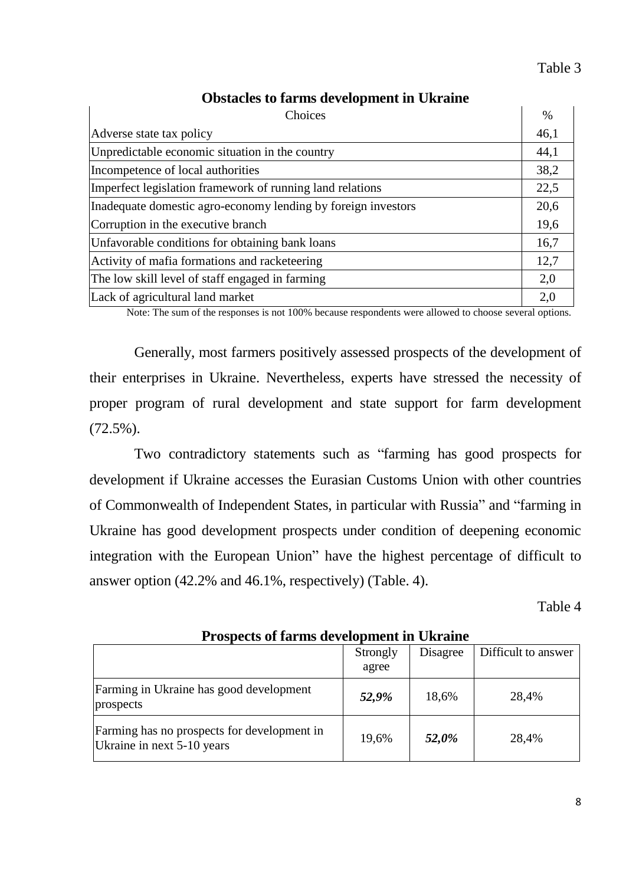Table 3

**Obstacles to farms development in Ukraine**

| Choices | % |
|---|---|
| Adverse state tax policy | 46,1 |
| Unpredictable economic situation in the country | 44,1 |
| Incompetence of local authorities | 38,2 |
| Imperfect legislation framework of running land relations | 22,5 |
| Inadequate domestic agro-economy lending by foreign investors | 20,6 |
| Corruption in the executive branch | 19,6 |
| Unfavorable conditions for obtaining bank loans | 16,7 |
| Activity of mafia formations and racketeering | 12,7 |
| The low skill level of staff engaged in farming | 2,0 |
| Lack of agricultural land market | 2,0 |

Note: The sum of the responses is not 100% because respondents were allowed to choose several options.

Generally, most farmers positively assessed prospects of the development of their enterprises in Ukraine. Nevertheless, experts have stressed the necessity of proper program of rural development and state support for farm development (72.5%).

Two contradictory statements such as "farming has good prospects for development if Ukraine accesses the Eurasian Customs Union with other countries of Commonwealth of Independent States, in particular with Russia" and "farming in Ukraine has good development prospects under condition of deepening economic integration with the European Union" have the highest percentage of difficult to answer option (42.2% and 46.1%, respectively) (Table. 4).

Table 4

**Prospects of farms development in Ukraine**

| | Strongly agree | Disagree | Difficult to answer |
|---|---|---|---|
| Farming in Ukraine has good development prospects | ***52,9%*** | 18,6% | 28,4% |
| Farming has no prospects for development in Ukraine in next 5-10 years | 19,6% | ***52,0%*** | 28,4% |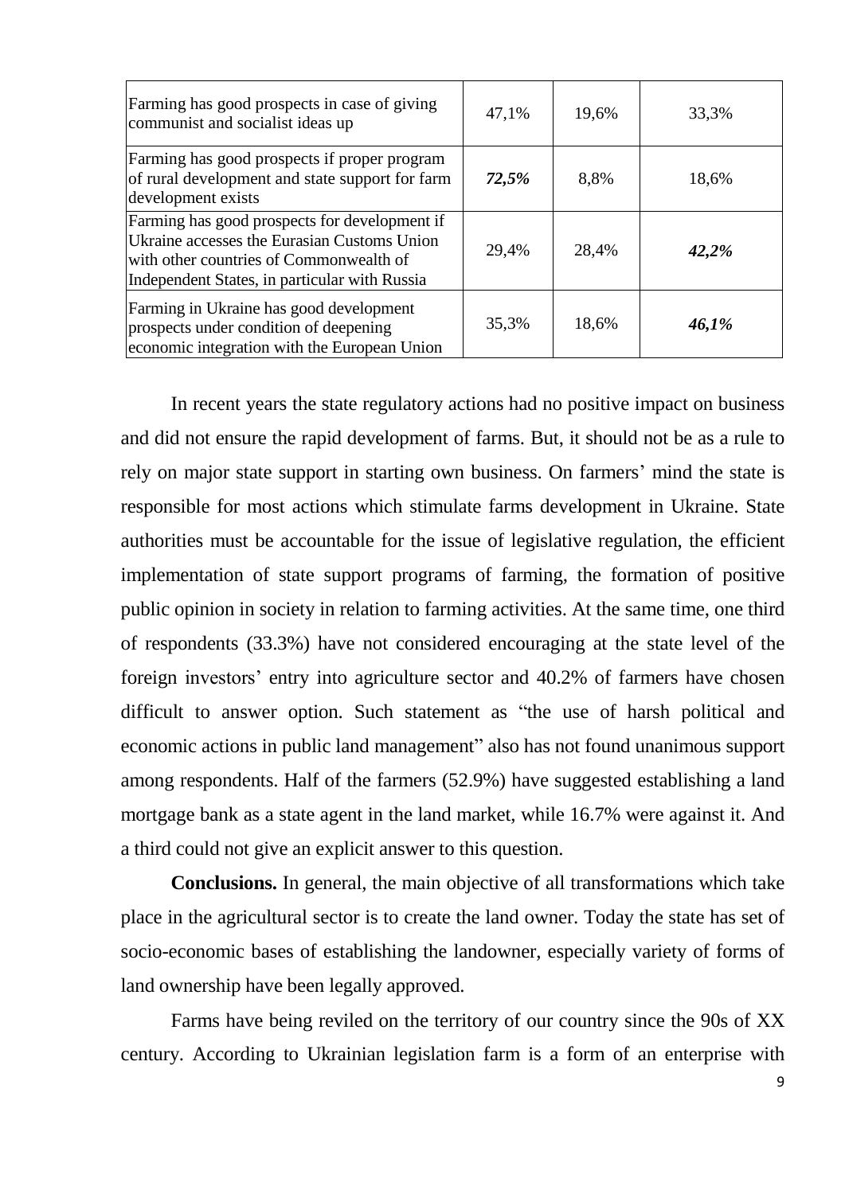| | | | |
|---|---|---|---|
| Farming has good prospects in case of giving communist and socialist ideas up | 47,1% | 19,6% | 33,3% |
| Farming has good prospects if proper program of rural development and state support for farm development exists | ***72,5%*** | 8,8% | 18,6% |
| Farming has good prospects for development if Ukraine accesses the Eurasian Customs Union with other countries of Commonwealth of Independent States, in particular with Russia | 29,4% | 28,4% | ***42,2%*** |
| Farming in Ukraine has good development prospects under condition of deepening economic integration with the European Union | 35,3% | 18,6% | ***46,1%*** |

In recent years the state regulatory actions had no positive impact on business and did not ensure the rapid development of farms. But, it should not be as a rule to rely on major state support in starting own business. On farmers' mind the state is responsible for most actions which stimulate farms development in Ukraine. State authorities must be accountable for the issue of legislative regulation, the efficient implementation of state support programs of farming, the formation of positive public opinion in society in relation to farming activities. At the same time, one third of respondents (33.3%) have not considered encouraging at the state level of the foreign investors' entry into agriculture sector and 40.2% of farmers have chosen difficult to answer option. Such statement as "the use of harsh political and economic actions in public land management" also has not found unanimous support among respondents. Half of the farmers (52.9%) have suggested establishing a land mortgage bank as a state agent in the land market, while 16.7% were against it. And a third could not give an explicit answer to this question.

**Conclusions.** In general, the main objective of all transformations which take place in the agricultural sector is to create the land owner. Today the state has set of socio-economic bases of establishing the landowner, especially variety of forms of land ownership have been legally approved.

Farms have being reviled on the territory of our country since the 90s of XX century. According to Ukrainian legislation farm is a form of an enterprise with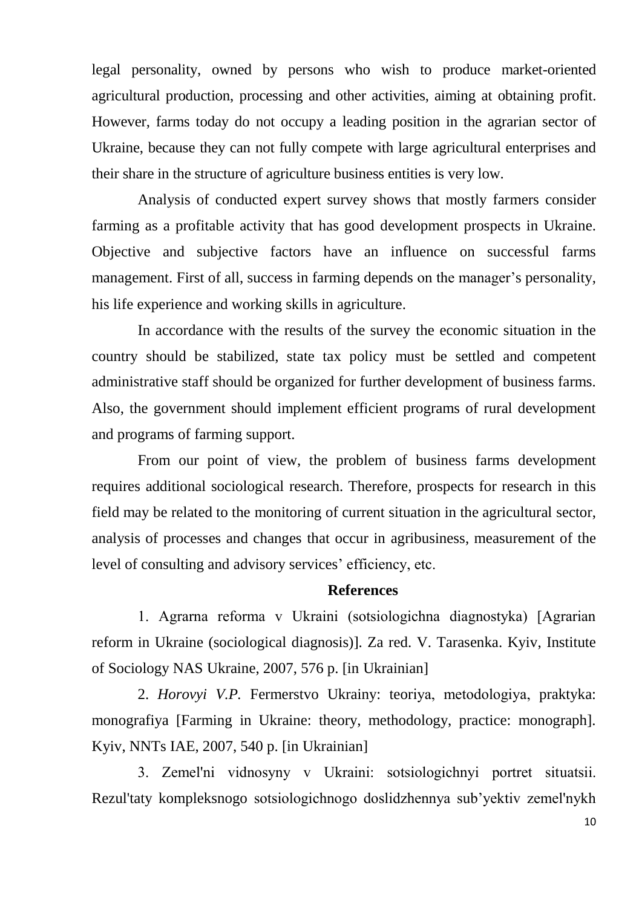legal personality, owned by persons who wish to produce market-oriented agricultural production, processing and other activities, aiming at obtaining profit. However, farms today do not occupy a leading position in the agrarian sector of Ukraine, because they can not fully compete with large agricultural enterprises and their share in the structure of agriculture business entities is very low.

Analysis of conducted expert survey shows that mostly farmers consider farming as a profitable activity that has good development prospects in Ukraine. Objective and subjective factors have an influence on successful farms management. First of all, success in farming depends on the manager's personality, his life experience and working skills in agriculture.

In accordance with the results of the survey the economic situation in the country should be stabilized, state tax policy must be settled and competent administrative staff should be organized for further development of business farms. Also, the government should implement efficient programs of rural development and programs of farming support.

From our point of view, the problem of business farms development requires additional sociological research. Therefore, prospects for research in this field may be related to the monitoring of current situation in the agricultural sector, analysis of processes and changes that occur in agribusiness, measurement of the level of consulting and advisory services' efficiency, etc.

**References**

1. Agrarna reforma v Ukraini (sotsiologichna diagnostyka) [Agrarian reform in Ukraine (sociological diagnosis)]. Za red. V. Tarasenka. Kyiv, Institute of Sociology NAS Ukraine, 2007, 576 p. [in Ukrainian]

2. *Horovyi V.P.* Fermerstvo Ukrainy: teoriya, metodologiya, praktyka: monografiya [Farming in Ukraine: theory, methodology, practice: monograph]. Kyiv, NNTs IAE, 2007, 540 p. [in Ukrainian]

3. Zemel'ni vidnosyny v Ukraini: sotsiologichnyi portret situatsii. Rezul'taty kompleksnogo sotsiologichnogo doslidzhennya sub'yektiv zemel'nykh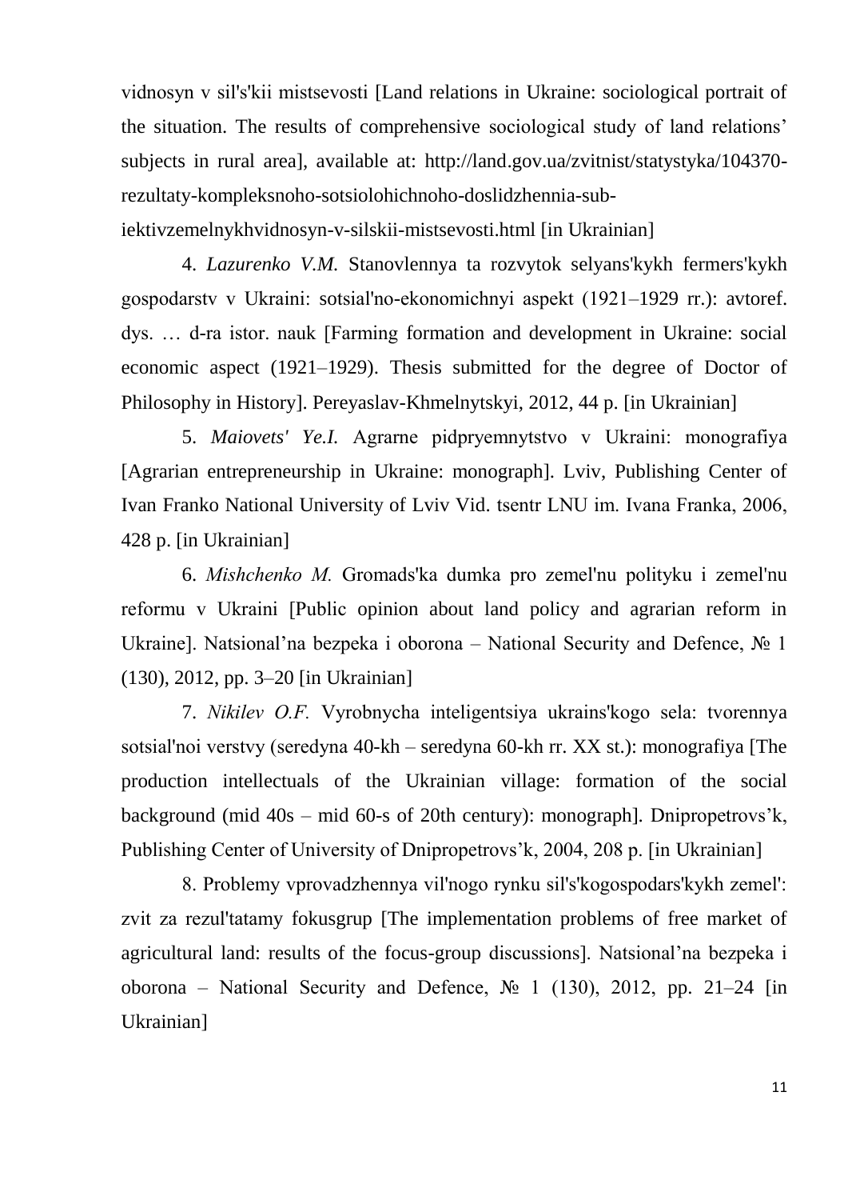vidnosyn v sil's'kii mistsevosti [Land relations in Ukraine: sociological portrait of the situation. The results of comprehensive sociological study of land relations' subjects in rural area], available at: http://land.gov.ua/zvitnist/statystyka/104370-rezultaty-kompleksnoho-sotsiolohichnoho-doslidzhennia-sub-iektivzemelnykhvidnosyn-v-silskii-mistsevosti.html [in Ukrainian]

4. *Lazurenko V.M.* Stanovlennya ta rozvytok selyans'kykh fermers'kykh gospodarstv v Ukraini: sotsial'no-ekonomichnyi aspekt (1921–1929 rr.): avtoref. dys. … d-ra istor. nauk [Farming formation and development in Ukraine: social economic aspect (1921–1929). Thesis submitted for the degree of Doctor of Philosophy in History]. Pereyaslav-Khmelnytskyi, 2012, 44 p. [in Ukrainian]

5. *Maiovets' Ye.I.* Agrarne pidpryemnytstvo v Ukraini: monografiya [Agrarian entrepreneurship in Ukraine: monograph]. Lviv, Publishing Center of Ivan Franko National University of Lviv Vid. tsentr LNU im. Ivana Franka, 2006, 428 p. [in Ukrainian]

6. *Mishchenko M.* Gromads'ka dumka pro zemel'nu polityku i zemel'nu reformu v Ukraini [Public opinion about land policy and agrarian reform in Ukraine]. Natsional'na bezpeka i oborona – National Security and Defence, № 1 (130), 2012, pp. 3–20 [in Ukrainian]

7. *Nikilev O.F.* Vyrobnycha inteligentsiya ukrains'kogo sela: tvorennya sotsial'noi verstvy (seredyna 40-kh – seredyna 60-kh rr. XX st.): monografiya [The production intellectuals of the Ukrainian village: formation of the social background (mid 40s – mid 60-s of 20th century): monograph]. Dnipropetrovs'k, Publishing Center of University of Dnipropetrovs'k, 2004, 208 p. [in Ukrainian]

8. Problemy vprovadzhennya vil'nogo rynku sil's'kogospodars'kykh zemel': zvit za rezul'tatamy fokusgrup [The implementation problems of free market of agricultural land: results of the focus-group discussions]. Natsional'na bezpeka i oborona – National Security and Defence, № 1 (130), 2012, pp. 21–24 [in Ukrainian]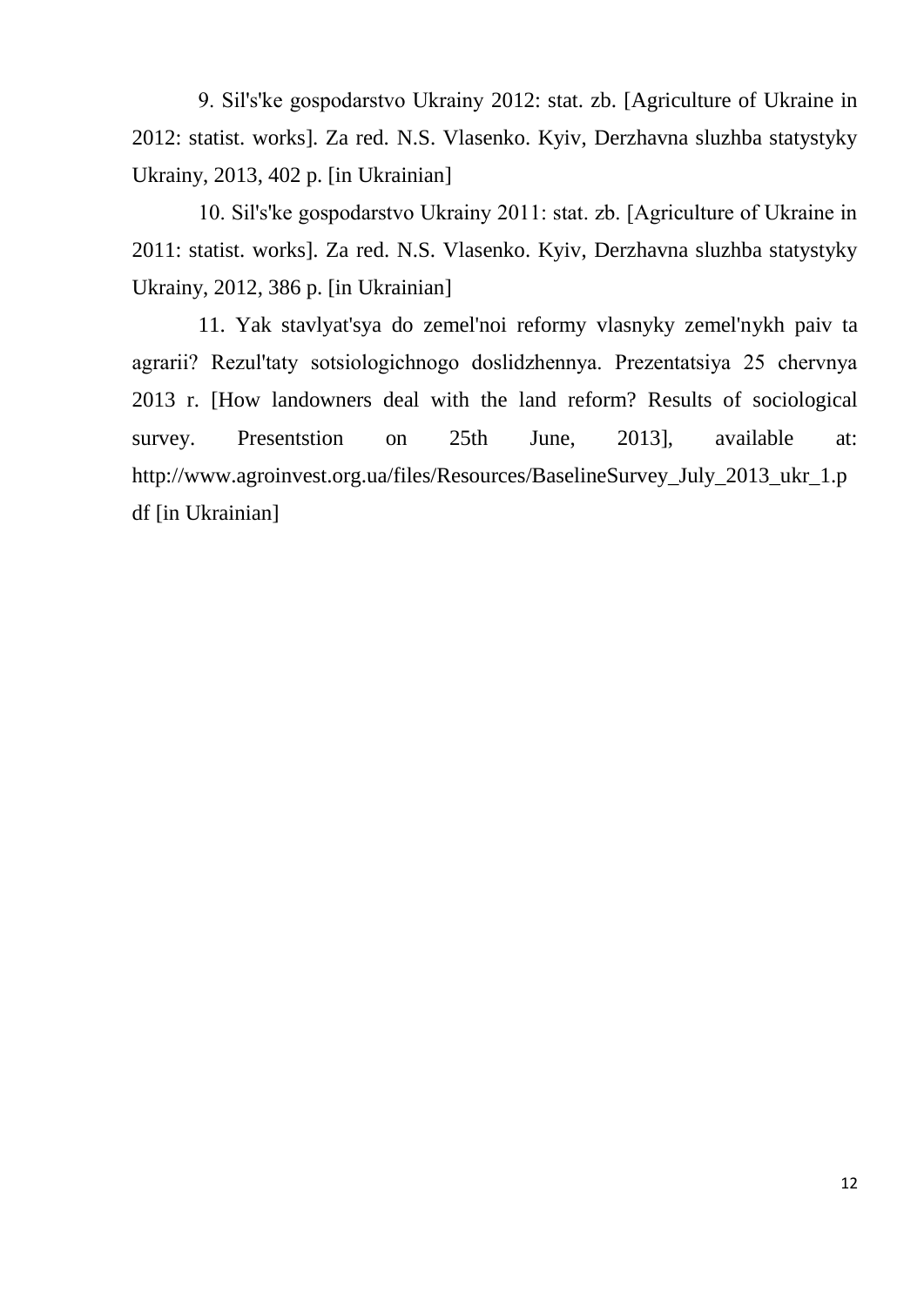9. Sil's'ke gospodarstvo Ukrainy 2012: stat. zb. [Agriculture of Ukraine in 2012: statist. works]. Za red. N.S. Vlasenko. Kyiv, Derzhavna sluzhba statystyky Ukrainy, 2013, 402 p. [in Ukrainian]

10. Sil's'ke gospodarstvo Ukrainy 2011: stat. zb. [Agriculture of Ukraine in 2011: statist. works]. Za red. N.S. Vlasenko. Kyiv, Derzhavna sluzhba statystyky Ukrainy, 2012, 386 p. [in Ukrainian]

11. Yak stavlyat'sya do zemel'noi reformy vlasnyky zemel'nykh paiv ta agrarii? Rezul'taty sotsiologichnogo doslidzhennya. Prezentatsiya 25 chervnya 2013 r. [How landowners deal with the land reform? Results of sociological survey. Presentstion on 25th June, 2013], available at: http://www.agroinvest.org.ua/files/Resources/BaselineSurvey_July_2013_ukr_1.pdf [in Ukrainian]